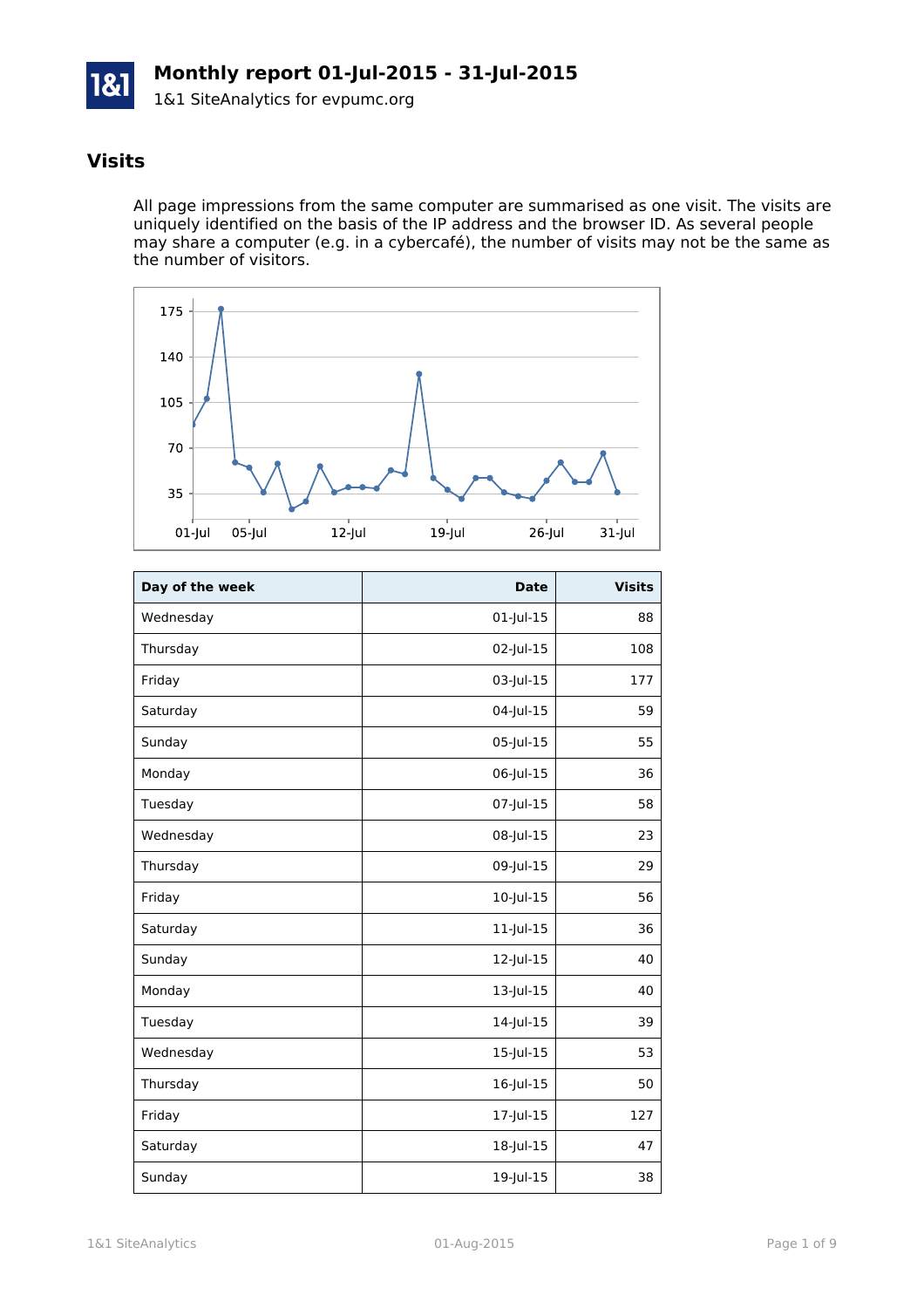# Monthly report 01-Jul-2015 - 31-Jul-2015

1&1 SiteAnalytics for evpumc.org

## Visits

All page impressions from the same computer are summarised as one visit. The visits are uniquely identified on the basis of the IP address and the browser ID. As several people may share a computer (e.g. in a cybercafé), the number of visits may not be the same as the number of visitors.

| Day of the week | Date | Visits |
|---|---|---|
| Wednesday | 01-Jul-15 | 88 |
| Thursday | 02-Jul-15 | 108 |
| Friday | 03-Jul-15 | 177 |
| Saturday | 04-Jul-15 | 59 |
| Sunday | 05-Jul-15 | 55 |
| Monday | 06-Jul-15 | 36 |
| Tuesday | 07-Jul-15 | 58 |
| Wednesday | 08-Jul-15 | 23 |
| Thursday | 09-Jul-15 | 29 |
| Friday | 10-Jul-15 | 56 |
| Saturday | 11-Jul-15 | 36 |
| Sunday | 12-Jul-15 | 40 |
| Monday | 13-Jul-15 | 40 |
| Tuesday | 14-Jul-15 | 39 |
| Wednesday | 15-Jul-15 | 53 |
| Thursday | 16-Jul-15 | 50 |
| Friday | 17-Jul-15 | 127 |
| Saturday | 18-Jul-15 | 47 |
| Sunday | 19-Jul-15 | 38 |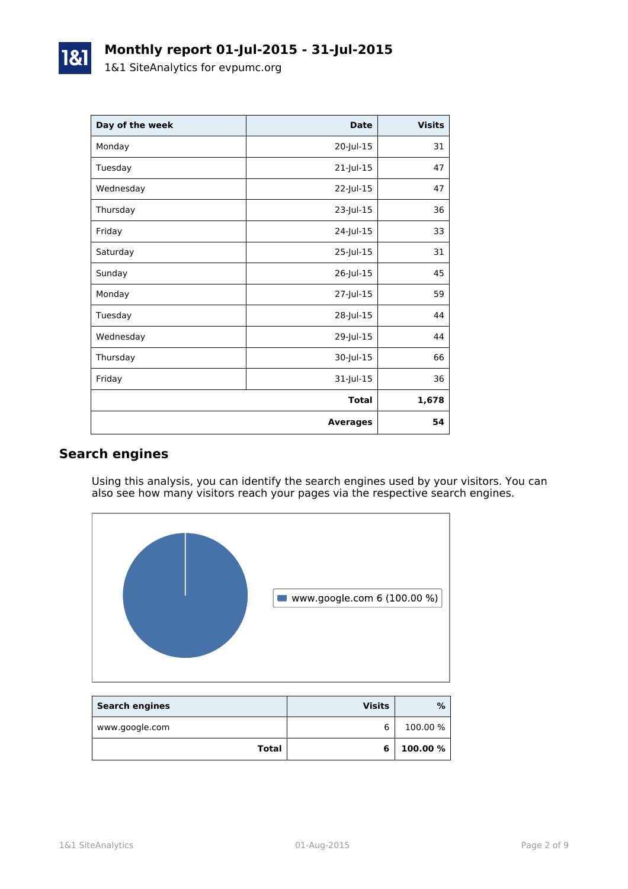# Monthly report 01-Jul-2015 - 31-Jul-2015

1&1 SiteAnalytics for evpumc.org

| Day of the week | Date | Visits |
|---|---|---|
| Monday | 20-Jul-15 | 31 |
| Tuesday | 21-Jul-15 | 47 |
| Wednesday | 22-Jul-15 | 47 |
| Thursday | 23-Jul-15 | 36 |
| Friday | 24-Jul-15 | 33 |
| Saturday | 25-Jul-15 | 31 |
| Sunday | 26-Jul-15 | 45 |
| Monday | 27-Jul-15 | 59 |
| Tuesday | 28-Jul-15 | 44 |
| Wednesday | 29-Jul-15 | 44 |
| Thursday | 30-Jul-15 | 66 |
| Friday | 31-Jul-15 | 36 |
| | **Total** | **1,678** |
| | **Averages** | **54** |

## Search engines

Using this analysis, you can identify the search engines used by your visitors. You can also see how many visitors reach your pages via the respective search engines.

www.google.com 6 (100.00 %)

| Search engines | Visits | % |
|---|---|---|
| www.google.com | 6 | 100.00 % |
| **Total** | **6** | **100.00 %** |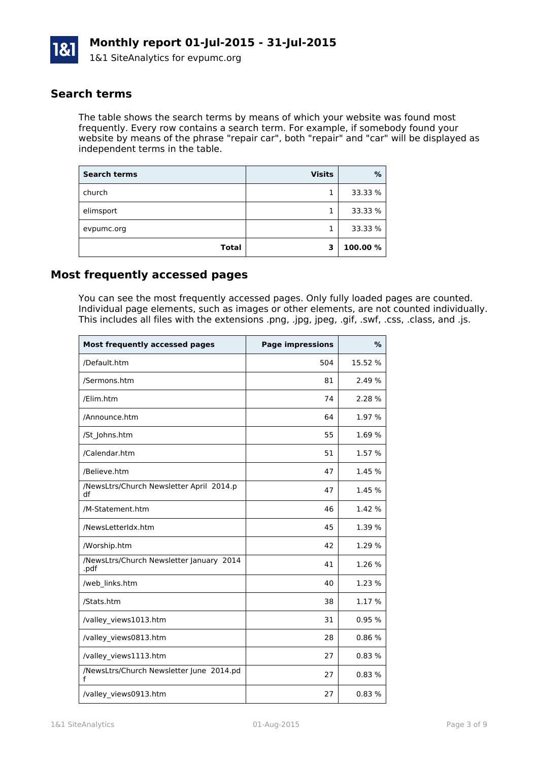# Monthly report 01-Jul-2015 - 31-Jul-2015

1&1 SiteAnalytics for evpumc.org

## Search terms

The table shows the search terms by means of which your website was found most frequently. Every row contains a search term. For example, if somebody found your website by means of the phrase "repair car", both "repair" and "car" will be displayed as independent terms in the table.

| Search terms | Visits | % |
|---|---:|---:|
| church | 1 | 33.33 % |
| elimsport | 1 | 33.33 % |
| evpumc.org | 1 | 33.33 % |
| **Total** | **3** | **100.00 %** |

## Most frequently accessed pages

You can see the most frequently accessed pages. Only fully loaded pages are counted. Individual page elements, such as images or other elements, are not counted individually. This includes all files with the extensions .png, .jpg, jpeg, .gif, .swf, .css, .class, and .js.

| Most frequently accessed pages | Page impressions | % |
|---|---:|---:|
| /Default.htm | 504 | 15.52 % |
| /Sermons.htm | 81 | 2.49 % |
| /Elim.htm | 74 | 2.28 % |
| /Announce.htm | 64 | 1.97 % |
| /St_Johns.htm | 55 | 1.69 % |
| /Calendar.htm | 51 | 1.57 % |
| /Believe.htm | 47 | 1.45 % |
| /NewsLtrs/Church Newsletter April 2014.pdf | 47 | 1.45 % |
| /M-Statement.htm | 46 | 1.42 % |
| /NewsLetterIdx.htm | 45 | 1.39 % |
| /Worship.htm | 42 | 1.29 % |
| /NewsLtrs/Church Newsletter January 2014 .pdf | 41 | 1.26 % |
| /web_links.htm | 40 | 1.23 % |
| /Stats.htm | 38 | 1.17 % |
| /valley_views1013.htm | 31 | 0.95 % |
| /valley_views0813.htm | 28 | 0.86 % |
| /valley_views1113.htm | 27 | 0.83 % |
| /NewsLtrs/Church Newsletter June 2014.pdf | 27 | 0.83 % |
| /valley_views0913.htm | 27 | 0.83 % |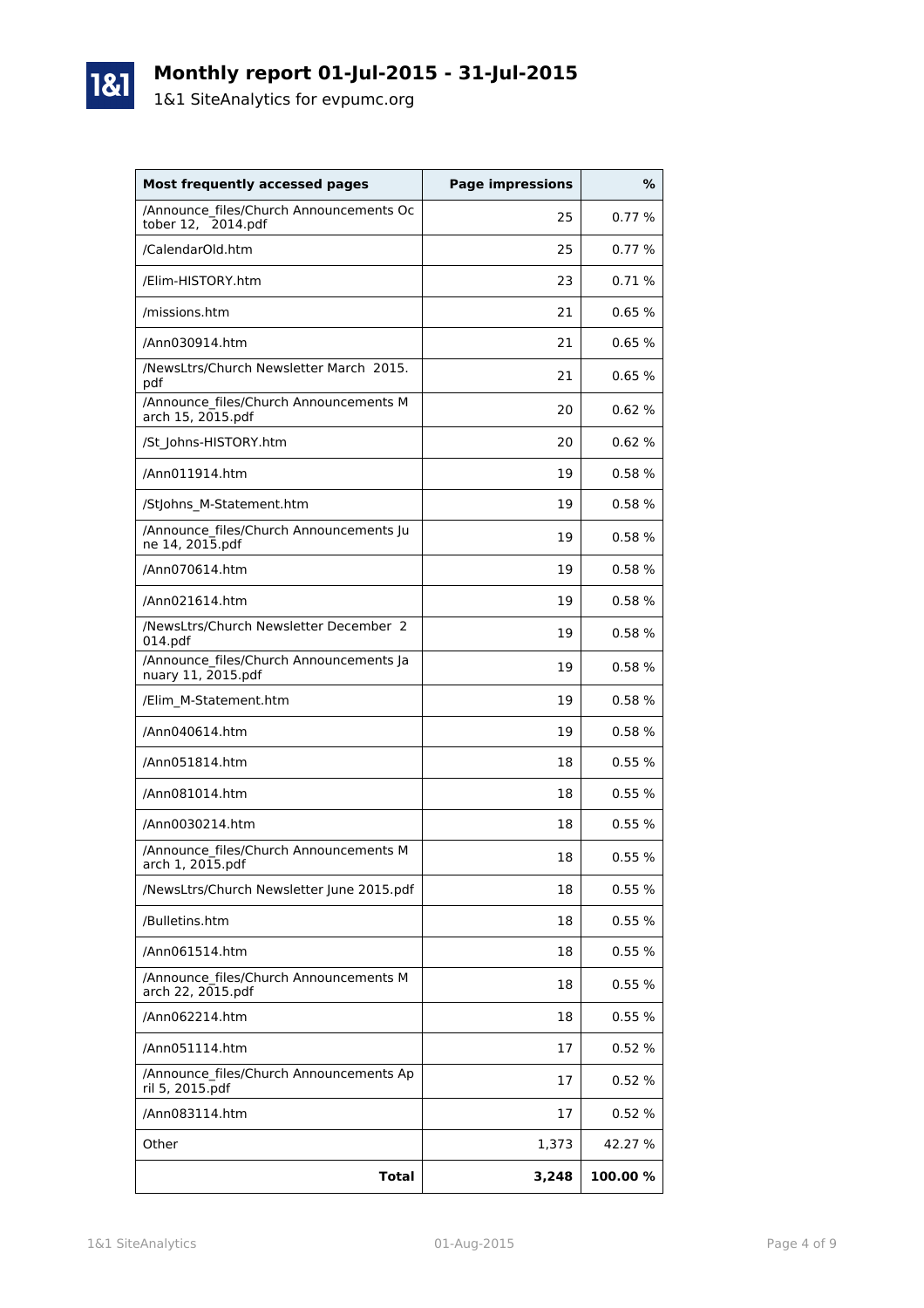# Monthly report 01-Jul-2015 - 31-Jul-2015

1&1 SiteAnalytics for evpumc.org

| Most frequently accessed pages | Page impressions | % |
|---|---|---|
| /Announce_files/Church Announcements October 12, 2014.pdf | 25 | 0.77 % |
| /CalendarOld.htm | 25 | 0.77 % |
| /Elim-HISTORY.htm | 23 | 0.71 % |
| /missions.htm | 21 | 0.65 % |
| /Ann030914.htm | 21 | 0.65 % |
| /NewsLtrs/Church Newsletter March 2015.pdf | 21 | 0.65 % |
| /Announce_files/Church Announcements March 15, 2015.pdf | 20 | 0.62 % |
| /St_Johns-HISTORY.htm | 20 | 0.62 % |
| /Ann011914.htm | 19 | 0.58 % |
| /StJohns_M-Statement.htm | 19 | 0.58 % |
| /Announce_files/Church Announcements June 14, 2015.pdf | 19 | 0.58 % |
| /Ann070614.htm | 19 | 0.58 % |
| /Ann021614.htm | 19 | 0.58 % |
| /NewsLtrs/Church Newsletter December 2014.pdf | 19 | 0.58 % |
| /Announce_files/Church Announcements January 11, 2015.pdf | 19 | 0.58 % |
| /Elim_M-Statement.htm | 19 | 0.58 % |
| /Ann040614.htm | 19 | 0.58 % |
| /Ann051814.htm | 18 | 0.55 % |
| /Ann081014.htm | 18 | 0.55 % |
| /Ann0030214.htm | 18 | 0.55 % |
| /Announce_files/Church Announcements March 1, 2015.pdf | 18 | 0.55 % |
| /NewsLtrs/Church Newsletter June 2015.pdf | 18 | 0.55 % |
| /Bulletins.htm | 18 | 0.55 % |
| /Ann061514.htm | 18 | 0.55 % |
| /Announce_files/Church Announcements March 22, 2015.pdf | 18 | 0.55 % |
| /Ann062214.htm | 18 | 0.55 % |
| /Ann051114.htm | 17 | 0.52 % |
| /Announce_files/Church Announcements April 5, 2015.pdf | 17 | 0.52 % |
| /Ann083114.htm | 17 | 0.52 % |
| Other | 1,373 | 42.27 % |
| **Total** | **3,248** | **100.00 %** |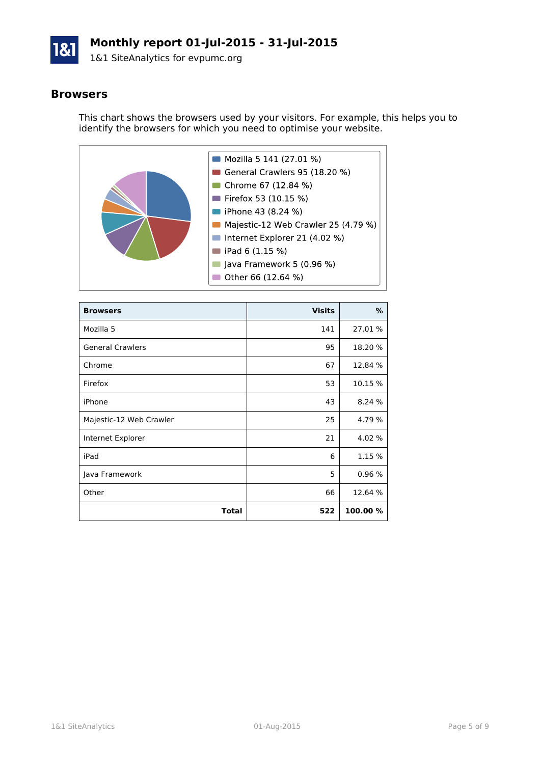# Monthly report 01-Jul-2015 - 31-Jul-2015

1&1 SiteAnalytics for evpumc.org

## Browsers

This chart shows the browsers used by your visitors. For example, this helps you to identify the browsers for which you need to optimise your website.

- Mozilla 5 141 (27.01 %)
- General Crawlers 95 (18.20 %)
- Chrome 67 (12.84 %)
- Firefox 53 (10.15 %)
- iPhone 43 (8.24 %)
- Majestic-12 Web Crawler 25 (4.79 %)
- Internet Explorer 21 (4.02 %)
- iPad 6 (1.15 %)
- Java Framework 5 (0.96 %)
- Other 66 (12.64 %)

| Browsers | Visits | % |
|---|---:|---:|
| Mozilla 5 | 141 | 27.01 % |
| General Crawlers | 95 | 18.20 % |
| Chrome | 67 | 12.84 % |
| Firefox | 53 | 10.15 % |
| iPhone | 43 | 8.24 % |
| Majestic-12 Web Crawler | 25 | 4.79 % |
| Internet Explorer | 21 | 4.02 % |
| iPad | 6 | 1.15 % |
| Java Framework | 5 | 0.96 % |
| Other | 66 | 12.64 % |
| **Total** | **522** | **100.00 %** |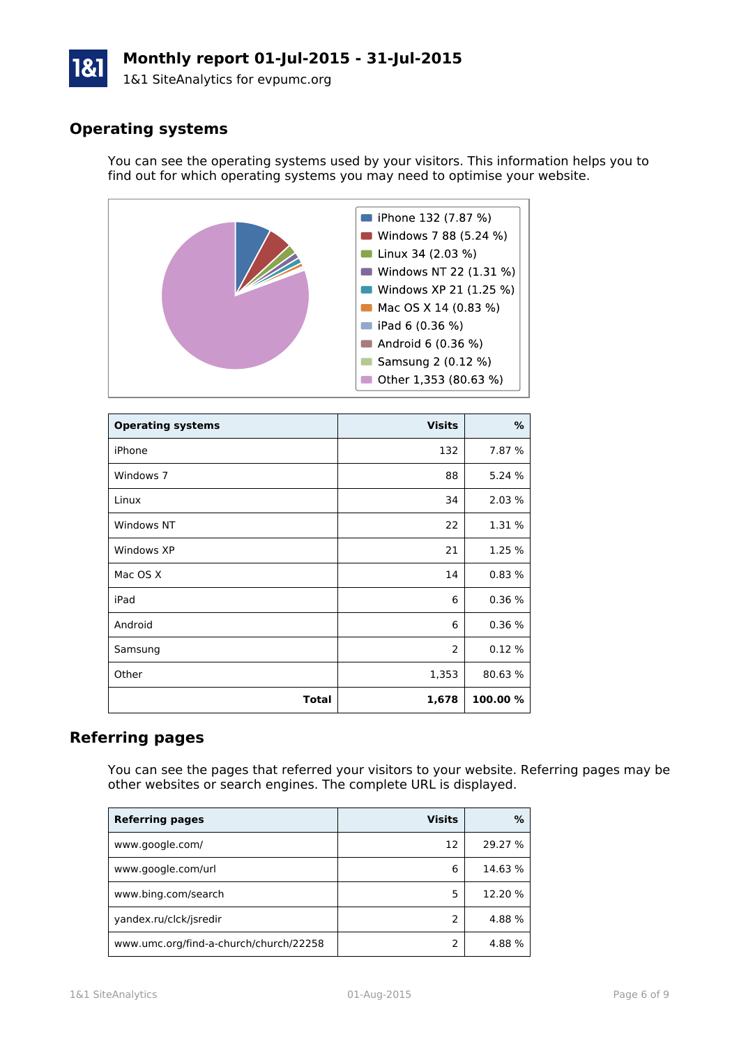# Monthly report 01-Jul-2015 - 31-Jul-2015

1&1 SiteAnalytics for evpumc.org

## Operating systems

You can see the operating systems used by your visitors. This information helps you to find out for which operating systems you may need to optimise your website.

- iPhone 132 (7.87 %)
- Windows 7 88 (5.24 %)
- Linux 34 (2.03 %)
- Windows NT 22 (1.31 %)
- Windows XP 21 (1.25 %)
- Mac OS X 14 (0.83 %)
- iPad 6 (0.36 %)
- Android 6 (0.36 %)
- Samsung 2 (0.12 %)
- Other 1,353 (80.63 %)

| Operating systems | Visits | % |
|---|---:|---:|
| iPhone | 132 | 7.87 % |
| Windows 7 | 88 | 5.24 % |
| Linux | 34 | 2.03 % |
| Windows NT | 22 | 1.31 % |
| Windows XP | 21 | 1.25 % |
| Mac OS X | 14 | 0.83 % |
| iPad | 6 | 0.36 % |
| Android | 6 | 0.36 % |
| Samsung | 2 | 0.12 % |
| Other | 1,353 | 80.63 % |
| **Total** | **1,678** | **100.00 %** |

## Referring pages

You can see the pages that referred your visitors to your website. Referring pages may be other websites or search engines. The complete URL is displayed.

| Referring pages | Visits | % |
|---|---:|---:|
| www.google.com/ | 12 | 29.27 % |
| www.google.com/url | 6 | 14.63 % |
| www.bing.com/search | 5 | 12.20 % |
| yandex.ru/clck/jsredir | 2 | 4.88 % |
| www.umc.org/find-a-church/church/22258 | 2 | 4.88 % |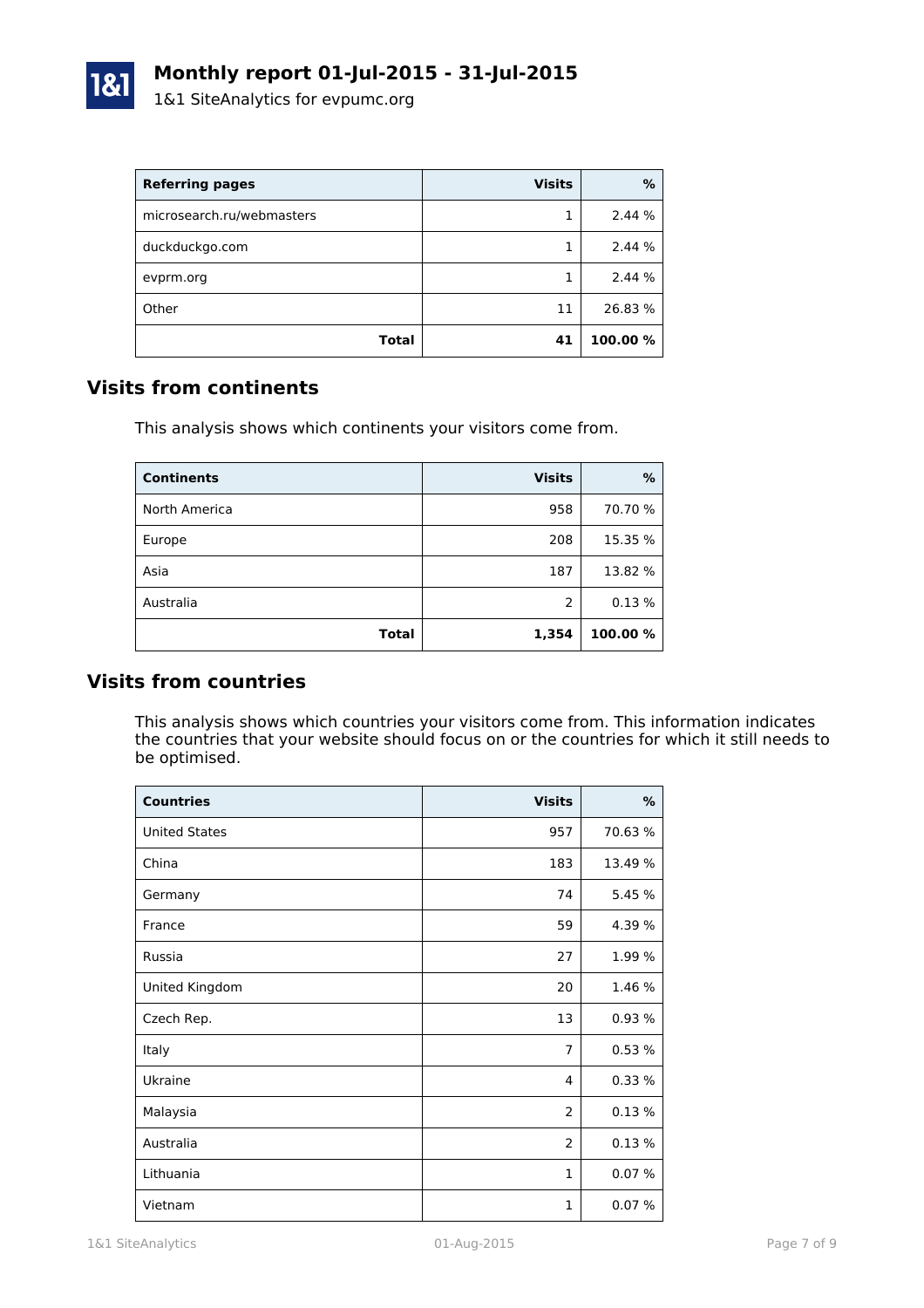| Referring pages | Visits | % |
|---|---:|---:|
| microsearch.ru/webmasters | 1 | 2.44 % |
| duckduckgo.com | 1 | 2.44 % |
| evprm.org | 1 | 2.44 % |
| Other | 11 | 26.83 % |
| **Total** | **41** | **100.00 %** |

## Visits from continents

This analysis shows which continents your visitors come from.

| Continents | Visits | % |
|---|---:|---:|
| North America | 958 | 70.70 % |
| Europe | 208 | 15.35 % |
| Asia | 187 | 13.82 % |
| Australia | 2 | 0.13 % |
| **Total** | **1,354** | **100.00 %** |

## Visits from countries

This analysis shows which countries your visitors come from. This information indicates the countries that your website should focus on or the countries for which it still needs to be optimised.

| Countries | Visits | % |
|---|---:|---:|
| United States | 957 | 70.63 % |
| China | 183 | 13.49 % |
| Germany | 74 | 5.45 % |
| France | 59 | 4.39 % |
| Russia | 27 | 1.99 % |
| United Kingdom | 20 | 1.46 % |
| Czech Rep. | 13 | 0.93 % |
| Italy | 7 | 0.53 % |
| Ukraine | 4 | 0.33 % |
| Malaysia | 2 | 0.13 % |
| Australia | 2 | 0.13 % |
| Lithuania | 1 | 0.07 % |
| Vietnam | 1 | 0.07 % |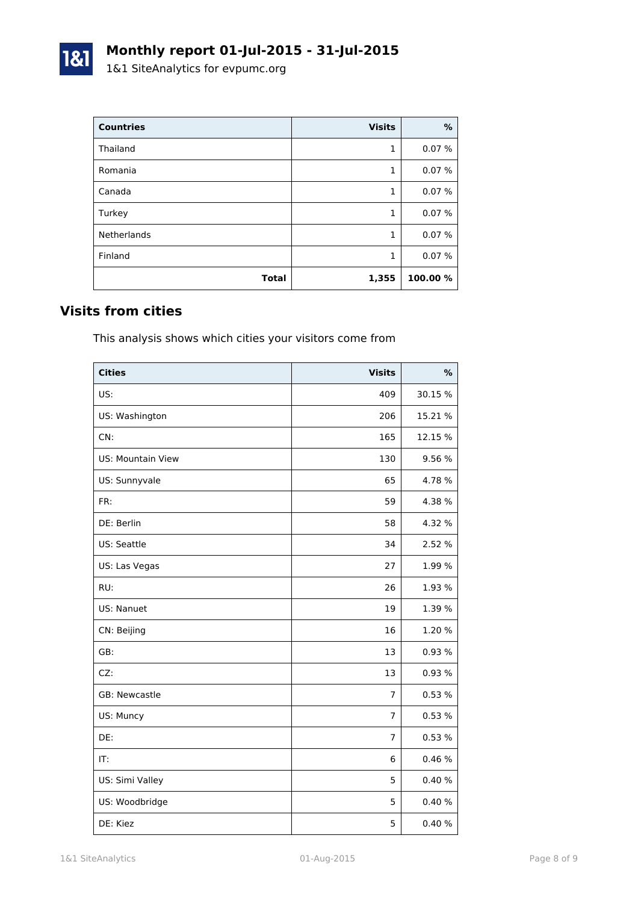| Countries | Visits | % |
|---|---|---|
| Thailand | 1 | 0.07 % |
| Romania | 1 | 0.07 % |
| Canada | 1 | 0.07 % |
| Turkey | 1 | 0.07 % |
| Netherlands | 1 | 0.07 % |
| Finland | 1 | 0.07 % |
| **Total** | **1,355** | **100.00 %** |

## Visits from cities

This analysis shows which cities your visitors come from

| Cities | Visits | % |
|---|---|---|
| US: | 409 | 30.15 % |
| US: Washington | 206 | 15.21 % |
| CN: | 165 | 12.15 % |
| US: Mountain View | 130 | 9.56 % |
| US: Sunnyvale | 65 | 4.78 % |
| FR: | 59 | 4.38 % |
| DE: Berlin | 58 | 4.32 % |
| US: Seattle | 34 | 2.52 % |
| US: Las Vegas | 27 | 1.99 % |
| RU: | 26 | 1.93 % |
| US: Nanuet | 19 | 1.39 % |
| CN: Beijing | 16 | 1.20 % |
| GB: | 13 | 0.93 % |
| CZ: | 13 | 0.93 % |
| GB: Newcastle | 7 | 0.53 % |
| US: Muncy | 7 | 0.53 % |
| DE: | 7 | 0.53 % |
| IT: | 6 | 0.46 % |
| US: Simi Valley | 5 | 0.40 % |
| US: Woodbridge | 5 | 0.40 % |
| DE: Kiez | 5 | 0.40 % |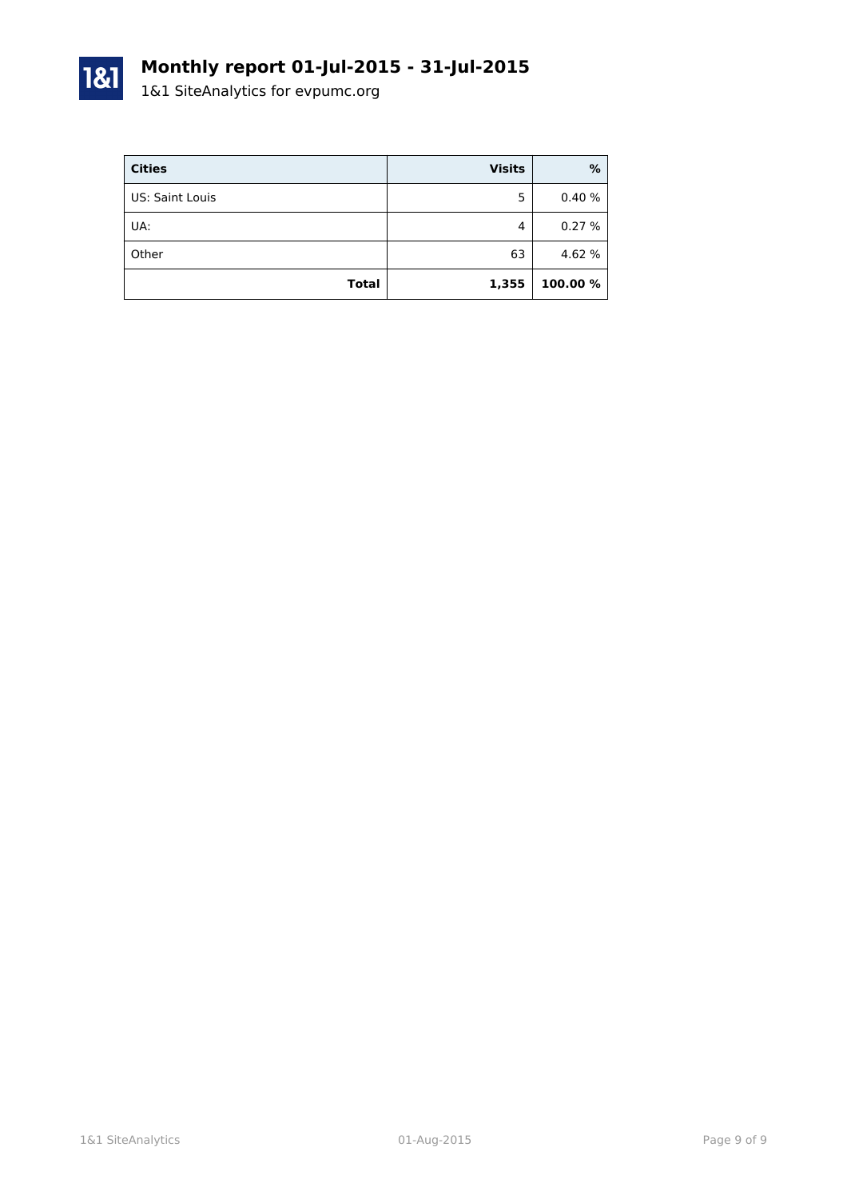# Monthly report 01-Jul-2015 - 31-Jul-2015

1&1 SiteAnalytics for evpumc.org

| Cities | Visits | % |
|---|---:|---:|
| US: Saint Louis | 5 | 0.40 % |
| UA: | 4 | 0.27 % |
| Other | 63 | 4.62 % |
| **Total** | **1,355** | **100.00 %** |